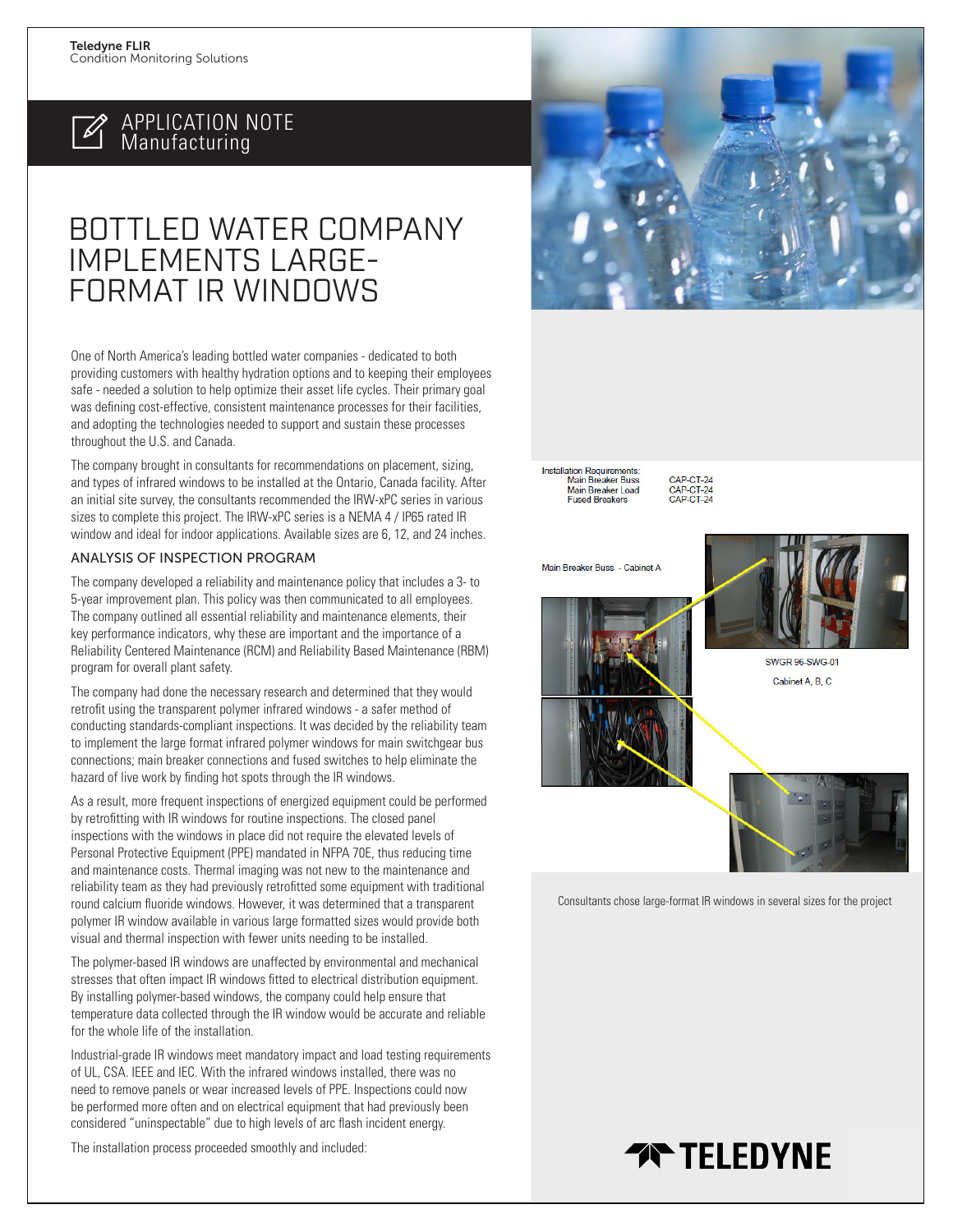Teledyne FLIR
Condition Monitoring Solutions

APPLICATION NOTE
Manufacturing

# BOTTLED WATER COMPANY IMPLEMENTS LARGE-FORMAT IR WINDOWS

One of North America's leading bottled water companies - dedicated to both providing customers with healthy hydration options and to keeping their employees safe - needed a solution to help optimize their asset life cycles. Their primary goal was defining cost-effective, consistent maintenance processes for their facilities, and adopting the technologies needed to support and sustain these processes throughout the U.S. and Canada.

The company brought in consultants for recommendations on placement, sizing, and types of infrared windows to be installed at the Ontario, Canada facility. After an initial site survey, the consultants recommended the IRW-xPC series in various sizes to complete this project. The IRW-xPC series is a NEMA 4 / IP65 rated IR window and ideal for indoor applications. Available sizes are 6, 12, and 24 inches.

## ANALYSIS OF INSPECTION PROGRAM

The company developed a reliability and maintenance policy that includes a 3- to 5-year improvement plan. This policy was then communicated to all employees. The company outlined all essential reliability and maintenance elements, their key performance indicators, why these are important and the importance of a Reliability Centered Maintenance (RCM) and Reliability Based Maintenance (RBM) program for overall plant safety.

The company had done the necessary research and determined that they would retrofit using the transparent polymer infrared windows - a safer method of conducting standards-compliant inspections. It was decided by the reliability team to implement the large format infrared polymer windows for main switchgear bus connections; main breaker connections and fused switches to help eliminate the hazard of live work by finding hot spots through the IR windows.

As a result, more frequent inspections of energized equipment could be performed by retrofitting with IR windows for routine inspections. The closed panel inspections with the windows in place did not require the elevated levels of Personal Protective Equipment (PPE) mandated in NFPA 70E, thus reducing time and maintenance costs. Thermal imaging was not new to the maintenance and reliability team as they had previously retrofitted some equipment with traditional round calcium fluoride windows. However, it was determined that a transparent polymer IR window available in various large formatted sizes would provide both visual and thermal inspection with fewer units needing to be installed.

The polymer-based IR windows are unaffected by environmental and mechanical stresses that often impact IR windows fitted to electrical distribution equipment. By installing polymer-based windows, the company could help ensure that temperature data collected through the IR window would be accurate and reliable for the whole life of the installation.

Industrial-grade IR windows meet mandatory impact and load testing requirements of UL, CSA. IEEE and IEC. With the infrared windows installed, there was no need to remove panels or wear increased levels of PPE. Inspections could now be performed more often and on electrical equipment that had previously been considered "uninspectable" due to high levels of arc flash incident energy.

The installation process proceeded smoothly and included:

Installation Requirements:

| | |
|---|---|
| Main Breaker Buss | CAP-CT-24 |
| Main Breaker Load | CAP-CT-24 |
| Fused Breakers | CAP-CT-24 |

Main Breaker Buss - Cabinet A

SWGR 96-SWG-01

Cabinet A, B, C

Consultants chose large-format IR windows in several sizes for the project

TELEDYNE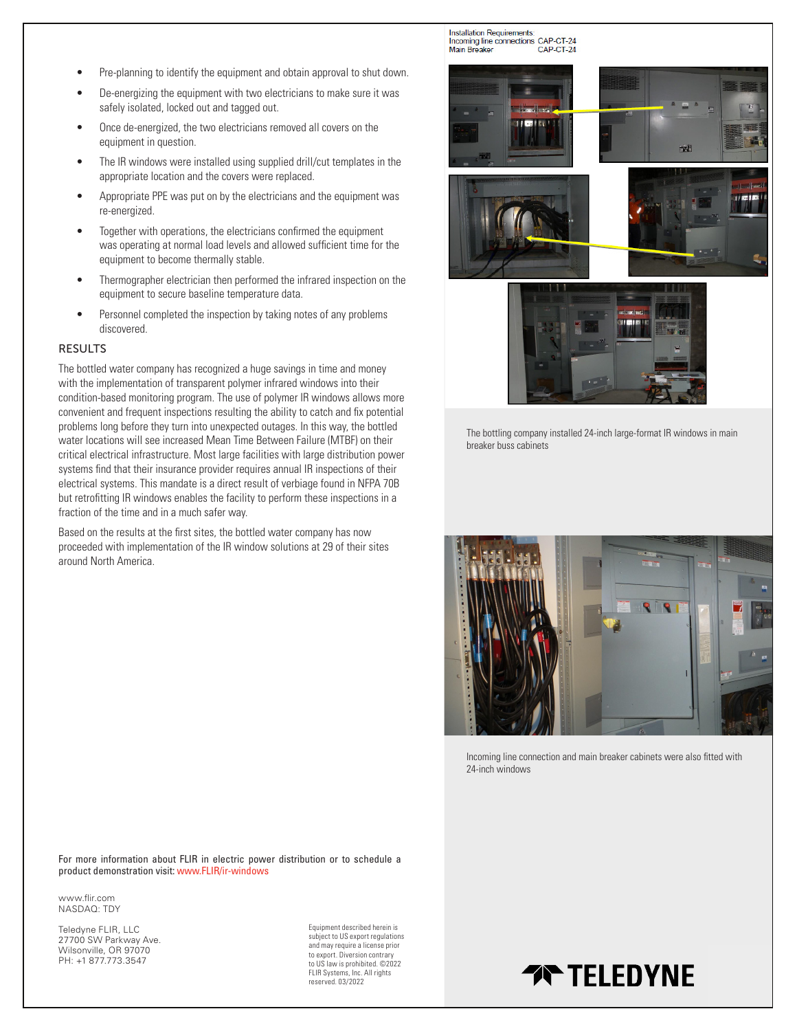- Pre-planning to identify the equipment and obtain approval to shut down.
- De-energizing the equipment with two electricians to make sure it was safely isolated, locked out and tagged out.
- Once de-energized, the two electricians removed all covers on the equipment in question.
- The IR windows were installed using supplied drill/cut templates in the appropriate location and the covers were replaced.
- Appropriate PPE was put on by the electricians and the equipment was re-energized.
- Together with operations, the electricians confirmed the equipment was operating at normal load levels and allowed sufficient time for the equipment to become thermally stable.
- Thermographer electrician then performed the infrared inspection on the equipment to secure baseline temperature data.
- Personnel completed the inspection by taking notes of any problems discovered.

## RESULTS

The bottled water company has recognized a huge savings in time and money with the implementation of transparent polymer infrared windows into their condition-based monitoring program. The use of polymer IR windows allows more convenient and frequent inspections resulting the ability to catch and fix potential problems long before they turn into unexpected outages. In this way, the bottled water locations will see increased Mean Time Between Failure (MTBF) on their critical electrical infrastructure. Most large facilities with large distribution power systems find that their insurance provider requires annual IR inspections of their electrical systems. This mandate is a direct result of verbiage found in NFPA 70B but retrofitting IR windows enables the facility to perform these inspections in a fraction of the time and in a much safer way.

Based on the results at the first sites, the bottled water company has now proceeded with implementation of the IR window solutions at 29 of their sites around North America.

Installation Requirements:
Incoming line connections CAP-CT-24
Main Breaker CAP-CT-24

The bottling company installed 24-inch large-format IR windows in main breaker buss cabinets

Incoming line connection and main breaker cabinets were also fitted with 24-inch windows

For more information about FLIR in electric power distribution or to schedule a product demonstration visit: www.FLIR/ir-windows

www.flir.com
NASDAQ: TDY

Teledyne FLIR, LLC
27700 SW Parkway Ave.
Wilsonville, OR 97070
PH: +1 877.773.3547

Equipment described herein is subject to US export regulations and may require a license prior to export. Diversion contrary to US law is prohibited. ©2022 FLIR Systems, Inc. All rights reserved. 03/2022

TELEDYNE